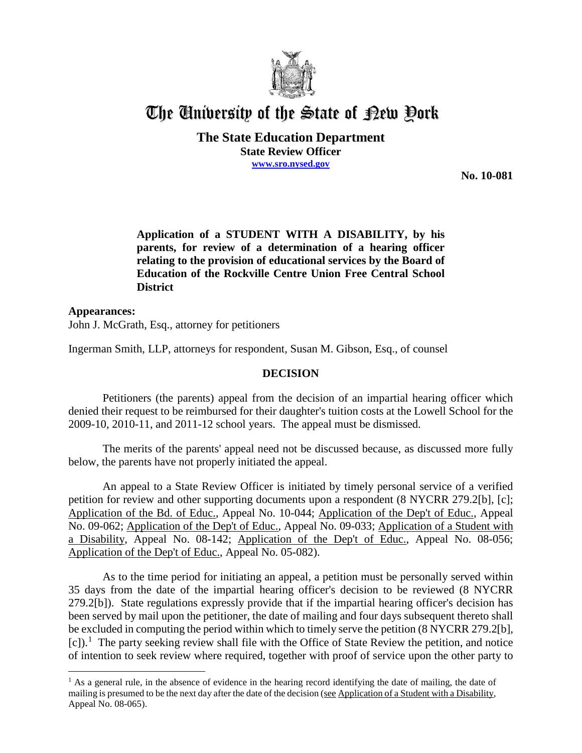# The University of the State of New York

**The State Education Department**
**State Review Officer**
**www.sro.nysed.gov**

**No. 10-081**

**Application of a STUDENT WITH A DISABILITY, by his parents, for review of a determination of a hearing officer relating to the provision of educational services by the Board of Education of the Rockville Centre Union Free Central School District**

**Appearances:**
John J. McGrath, Esq., attorney for petitioners

Ingerman Smith, LLP, attorneys for respondent, Susan M. Gibson, Esq., of counsel

## DECISION

Petitioners (the parents) appeal from the decision of an impartial hearing officer which denied their request to be reimbursed for their daughter's tuition costs at the Lowell School for the 2009-10, 2010-11, and 2011-12 school years. The appeal must be dismissed.

The merits of the parents' appeal need not be discussed because, as discussed more fully below, the parents have not properly initiated the appeal.

An appeal to a State Review Officer is initiated by timely personal service of a verified petition for review and other supporting documents upon a respondent (8 NYCRR 279.2[b], [c]; Application of the Bd. of Educ., Appeal No. 10-044; Application of the Dep't of Educ., Appeal No. 09-062; Application of the Dep't of Educ., Appeal No. 09-033; Application of a Student with a Disability, Appeal No. 08-142; Application of the Dep't of Educ., Appeal No. 08-056; Application of the Dep't of Educ., Appeal No. 05-082).

As to the time period for initiating an appeal, a petition must be personally served within 35 days from the date of the impartial hearing officer's decision to be reviewed (8 NYCRR 279.2[b]). State regulations expressly provide that if the impartial hearing officer's decision has been served by mail upon the petitioner, the date of mailing and four days subsequent thereto shall be excluded in computing the period within which to timely serve the petition (8 NYCRR 279.2[b], [c]).[1] The party seeking review shall file with the Office of State Review the petition, and notice of intention to seek review where required, together with proof of service upon the other party to

[1] As a general rule, in the absence of evidence in the hearing record identifying the date of mailing, the date of mailing is presumed to be the next day after the date of the decision (see Application of a Student with a Disability, Appeal No. 08-065).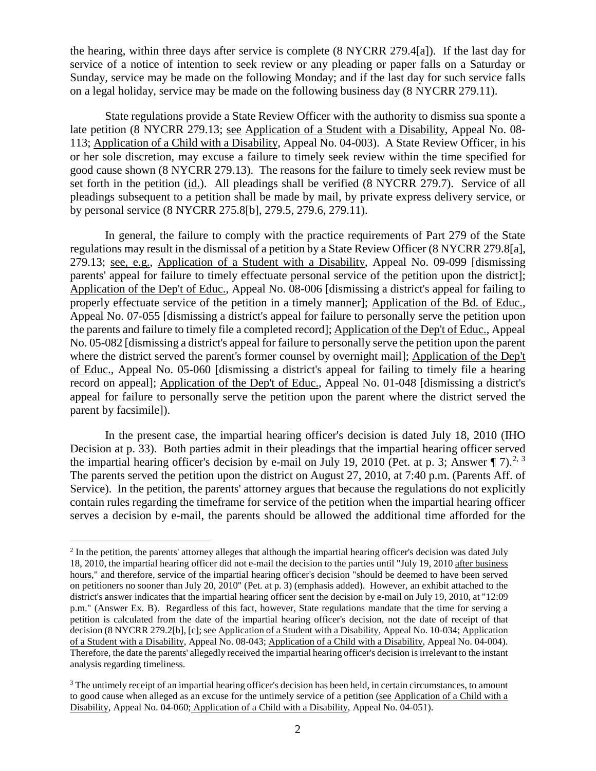the hearing, within three days after service is complete (8 NYCRR 279.4[a]). If the last day for service of a notice of intention to seek review or any pleading or paper falls on a Saturday or Sunday, service may be made on the following Monday; and if the last day for such service falls on a legal holiday, service may be made on the following business day (8 NYCRR 279.11).

State regulations provide a State Review Officer with the authority to dismiss sua sponte a late petition (8 NYCRR 279.13; see Application of a Student with a Disability, Appeal No. 08-113; Application of a Child with a Disability, Appeal No. 04-003). A State Review Officer, in his or her sole discretion, may excuse a failure to timely seek review within the time specified for good cause shown (8 NYCRR 279.13). The reasons for the failure to timely seek review must be set forth in the petition (id.). All pleadings shall be verified (8 NYCRR 279.7). Service of all pleadings subsequent to a petition shall be made by mail, by private express delivery service, or by personal service (8 NYCRR 275.8[b], 279.5, 279.6, 279.11).

In general, the failure to comply with the practice requirements of Part 279 of the State regulations may result in the dismissal of a petition by a State Review Officer (8 NYCRR 279.8[a], 279.13; see, e.g., Application of a Student with a Disability, Appeal No. 09-099 [dismissing parents' appeal for failure to timely effectuate personal service of the petition upon the district]; Application of the Dep't of Educ., Appeal No. 08-006 [dismissing a district's appeal for failing to properly effectuate service of the petition in a timely manner]; Application of the Bd. of Educ., Appeal No. 07-055 [dismissing a district's appeal for failure to personally serve the petition upon the parents and failure to timely file a completed record]; Application of the Dep't of Educ., Appeal No. 05-082 [dismissing a district's appeal for failure to personally serve the petition upon the parent where the district served the parent's former counsel by overnight mail]; Application of the Dep't of Educ., Appeal No. 05-060 [dismissing a district's appeal for failing to timely file a hearing record on appeal]; Application of the Dep't of Educ., Appeal No. 01-048 [dismissing a district's appeal for failure to personally serve the petition upon the parent where the district served the parent by facsimile]).

In the present case, the impartial hearing officer's decision is dated July 18, 2010 (IHO Decision at p. 33). Both parties admit in their pleadings that the impartial hearing officer served the impartial hearing officer's decision by e-mail on July 19, 2010 (Pet. at p. 3; Answer ¶ 7).[2, 3] The parents served the petition upon the district on August 27, 2010, at 7:40 p.m. (Parents Aff. of Service). In the petition, the parents' attorney argues that because the regulations do not explicitly contain rules regarding the timeframe for service of the petition when the impartial hearing officer serves a decision by e-mail, the parents should be allowed the additional time afforded for the

[2] In the petition, the parents' attorney alleges that although the impartial hearing officer's decision was dated July 18, 2010, the impartial hearing officer did not e-mail the decision to the parties until "July 19, 2010 after business hours," and therefore, service of the impartial hearing officer's decision "should be deemed to have been served on petitioners no sooner than July 20, 2010" (Pet. at p. 3) (emphasis added). However, an exhibit attached to the district's answer indicates that the impartial hearing officer sent the decision by e-mail on July 19, 2010, at "12:09 p.m." (Answer Ex. B). Regardless of this fact, however, State regulations mandate that the time for serving a petition is calculated from the date of the impartial hearing officer's decision, not the date of receipt of that decision (8 NYCRR 279.2[b], [c]; see Application of a Student with a Disability, Appeal No. 10-034; Application of a Student with a Disability, Appeal No. 08-043; Application of a Child with a Disability, Appeal No. 04-004). Therefore, the date the parents' allegedly received the impartial hearing officer's decision is irrelevant to the instant analysis regarding timeliness.

[3] The untimely receipt of an impartial hearing officer's decision has been held, in certain circumstances, to amount to good cause when alleged as an excuse for the untimely service of a petition (see Application of a Child with a Disability, Appeal No. 04-060; Application of a Child with a Disability, Appeal No. 04-051).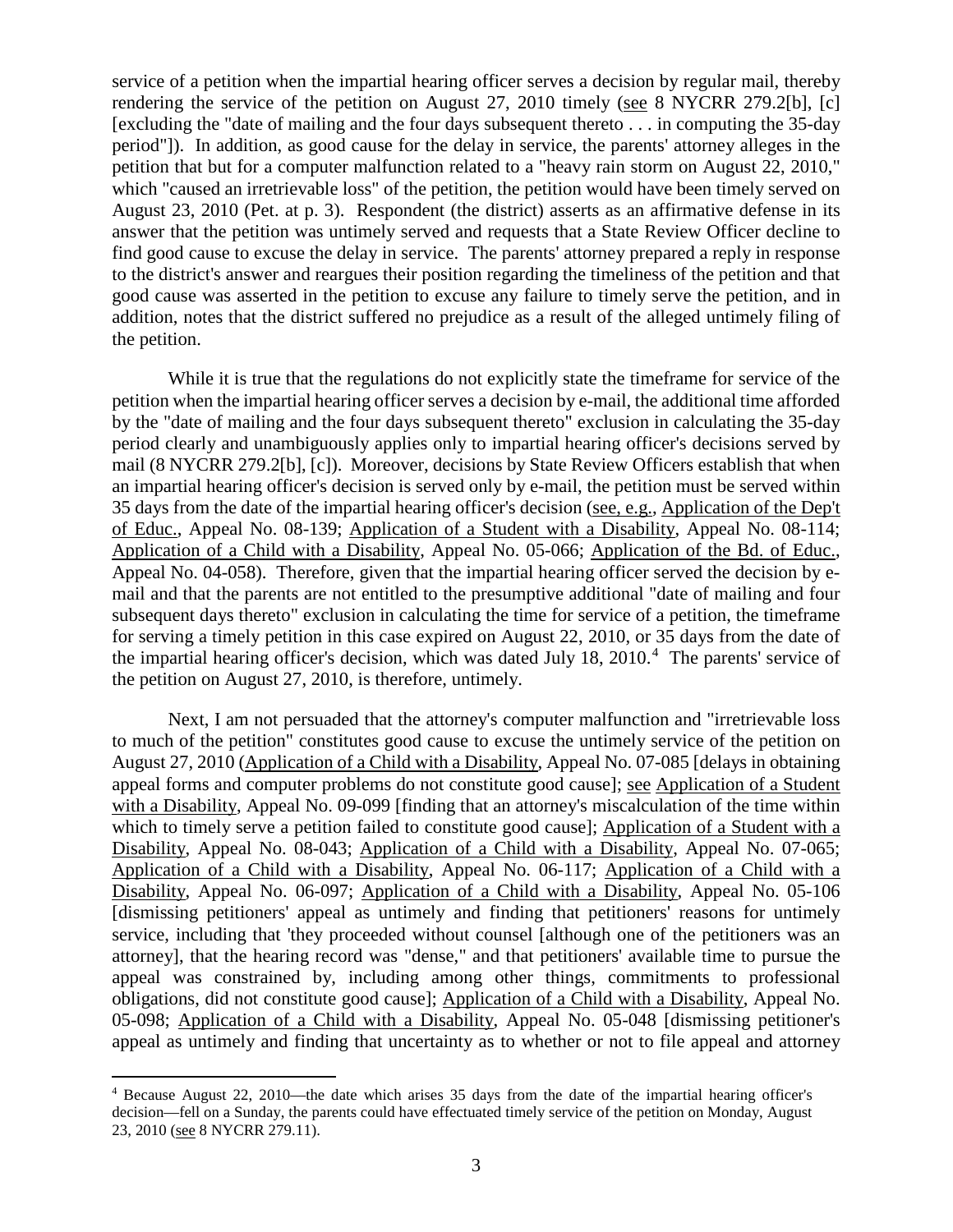service of a petition when the impartial hearing officer serves a decision by regular mail, thereby rendering the service of the petition on August 27, 2010 timely (see 8 NYCRR 279.2[b], [c] [excluding the "date of mailing and the four days subsequent thereto . . . in computing the 35-day period"]). In addition, as good cause for the delay in service, the parents' attorney alleges in the petition that but for a computer malfunction related to a "heavy rain storm on August 22, 2010," which "caused an irretrievable loss" of the petition, the petition would have been timely served on August 23, 2010 (Pet. at p. 3). Respondent (the district) asserts as an affirmative defense in its answer that the petition was untimely served and requests that a State Review Officer decline to find good cause to excuse the delay in service. The parents' attorney prepared a reply in response to the district's answer and reargues their position regarding the timeliness of the petition and that good cause was asserted in the petition to excuse any failure to timely serve the petition, and in addition, notes that the district suffered no prejudice as a result of the alleged untimely filing of the petition.

While it is true that the regulations do not explicitly state the timeframe for service of the petition when the impartial hearing officer serves a decision by e-mail, the additional time afforded by the "date of mailing and the four days subsequent thereto" exclusion in calculating the 35-day period clearly and unambiguously applies only to impartial hearing officer's decisions served by mail (8 NYCRR 279.2[b], [c]). Moreover, decisions by State Review Officers establish that when an impartial hearing officer's decision is served only by e-mail, the petition must be served within 35 days from the date of the impartial hearing officer's decision (see, e.g., Application of the Dep't of Educ., Appeal No. 08-139; Application of a Student with a Disability, Appeal No. 08-114; Application of a Child with a Disability, Appeal No. 05-066; Application of the Bd. of Educ., Appeal No. 04-058). Therefore, given that the impartial hearing officer served the decision by e-mail and that the parents are not entitled to the presumptive additional "date of mailing and four subsequent days thereto" exclusion in calculating the time for service of a petition, the timeframe for serving a timely petition in this case expired on August 22, 2010, or 35 days from the date of the impartial hearing officer's decision, which was dated July 18, 2010.[4] The parents' service of the petition on August 27, 2010, is therefore, untimely.

Next, I am not persuaded that the attorney's computer malfunction and "irretrievable loss to much of the petition" constitutes good cause to excuse the untimely service of the petition on August 27, 2010 (Application of a Child with a Disability, Appeal No. 07-085 [delays in obtaining appeal forms and computer problems do not constitute good cause]; see Application of a Student with a Disability, Appeal No. 09-099 [finding that an attorney's miscalculation of the time within which to timely serve a petition failed to constitute good cause]; Application of a Student with a Disability, Appeal No. 08-043; Application of a Child with a Disability, Appeal No. 07-065; Application of a Child with a Disability, Appeal No. 06-117; Application of a Child with a Disability, Appeal No. 06-097; Application of a Child with a Disability, Appeal No. 05-106 [dismissing petitioners' appeal as untimely and finding that petitioners' reasons for untimely service, including that 'they proceeded without counsel [although one of the petitioners was an attorney], that the hearing record was "dense," and that petitioners' available time to pursue the appeal was constrained by, including among other things, commitments to professional obligations, did not constitute good cause]; Application of a Child with a Disability, Appeal No. 05-098; Application of a Child with a Disability, Appeal No. 05-048 [dismissing petitioner's appeal as untimely and finding that uncertainty as to whether or not to file appeal and attorney

[4] Because August 22, 2010—the date which arises 35 days from the date of the impartial hearing officer's decision—fell on a Sunday, the parents could have effectuated timely service of the petition on Monday, August 23, 2010 (see 8 NYCRR 279.11).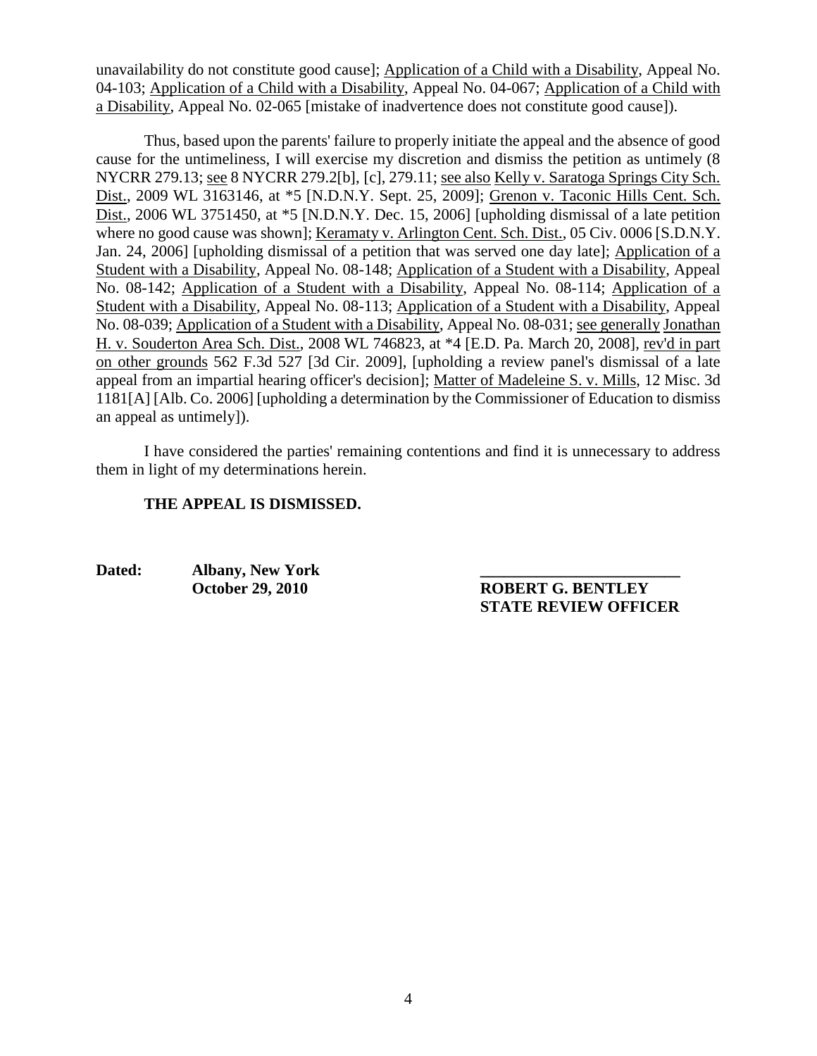unavailability do not constitute good cause]; Application of a Child with a Disability, Appeal No. 04-103; Application of a Child with a Disability, Appeal No. 04-067; Application of a Child with a Disability, Appeal No. 02-065 [mistake of inadvertence does not constitute good cause]).

Thus, based upon the parents' failure to properly initiate the appeal and the absence of good cause for the untimeliness, I will exercise my discretion and dismiss the petition as untimely (8 NYCRR 279.13; see 8 NYCRR 279.2[b], [c], 279.11; see also Kelly v. Saratoga Springs City Sch. Dist., 2009 WL 3163146, at *5 [N.D.N.Y. Sept. 25, 2009]; Grenon v. Taconic Hills Cent. Sch. Dist., 2006 WL 3751450, at *5 [N.D.N.Y. Dec. 15, 2006] [upholding dismissal of a late petition where no good cause was shown]; Keramaty v. Arlington Cent. Sch. Dist., 05 Civ. 0006 [S.D.N.Y. Jan. 24, 2006] [upholding dismissal of a petition that was served one day late]; Application of a Student with a Disability, Appeal No. 08-148; Application of a Student with a Disability, Appeal No. 08-142; Application of a Student with a Disability, Appeal No. 08-114; Application of a Student with a Disability, Appeal No. 08-113; Application of a Student with a Disability, Appeal No. 08-039; Application of a Student with a Disability, Appeal No. 08-031; see generally Jonathan H. v. Souderton Area Sch. Dist., 2008 WL 746823, at *4 [E.D. Pa. March 20, 2008], rev'd in part on other grounds 562 F.3d 527 [3d Cir. 2009], [upholding a review panel's dismissal of a late appeal from an impartial hearing officer's decision]; Matter of Madeleine S. v. Mills, 12 Misc. 3d 1181[A] [Alb. Co. 2006] [upholding a determination by the Commissioner of Education to dismiss an appeal as untimely]).

I have considered the parties' remaining contentions and find it is unnecessary to address them in light of my determinations herein.

**THE APPEAL IS DISMISSED.**

**Dated:** **Albany, New York**
**October 29, 2010**

_________________________
**ROBERT G. BENTLEY**
**STATE REVIEW OFFICER**